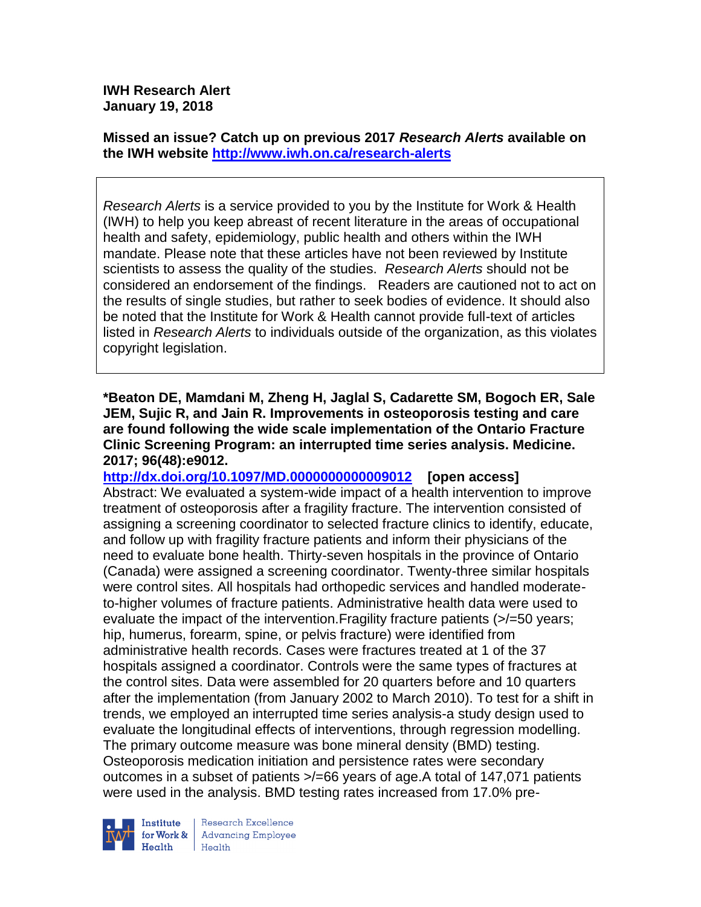**IWH Research Alert**
**January 19, 2018**

**Missed an issue? Catch up on previous 2017 *Research Alerts* available on the IWH website http://www.iwh.on.ca/research-alerts**

*Research Alerts* is a service provided to you by the Institute for Work & Health (IWH) to help you keep abreast of recent literature in the areas of occupational health and safety, epidemiology, public health and others within the IWH mandate. Please note that these articles have not been reviewed by Institute scientists to assess the quality of the studies. *Research Alerts* should not be considered an endorsement of the findings. Readers are cautioned not to act on the results of single studies, but rather to seek bodies of evidence. It should also be noted that the Institute for Work & Health cannot provide full-text of articles listed in *Research Alerts* to individuals outside of the organization, as this violates copyright legislation.

**\*Beaton DE, Mamdani M, Zheng H, Jaglal S, Cadarette SM, Bogoch ER, Sale JEM, Sujic R, and Jain R. Improvements in osteoporosis testing and care are found following the wide scale implementation of the Ontario Fracture Clinic Screening Program: an interrupted time series analysis. Medicine. 2017; 96(48):e9012.**

**http://dx.doi.org/10.1097/MD.0000000000009012 [open access]**

Abstract: We evaluated a system-wide impact of a health intervention to improve treatment of osteoporosis after a fragility fracture. The intervention consisted of assigning a screening coordinator to selected fracture clinics to identify, educate, and follow up with fragility fracture patients and inform their physicians of the need to evaluate bone health. Thirty-seven hospitals in the province of Ontario (Canada) were assigned a screening coordinator. Twenty-three similar hospitals were control sites. All hospitals had orthopedic services and handled moderate-to-higher volumes of fracture patients. Administrative health data were used to evaluate the impact of the intervention.Fragility fracture patients (>/=50 years; hip, humerus, forearm, spine, or pelvis fracture) were identified from administrative health records. Cases were fractures treated at 1 of the 37 hospitals assigned a coordinator. Controls were the same types of fractures at the control sites. Data were assembled for 20 quarters before and 10 quarters after the implementation (from January 2002 to March 2010). To test for a shift in trends, we employed an interrupted time series analysis-a study design used to evaluate the longitudinal effects of interventions, through regression modelling. The primary outcome measure was bone mineral density (BMD) testing. Osteoporosis medication initiation and persistence rates were secondary outcomes in a subset of patients >/=66 years of age.A total of 147,071 patients were used in the analysis. BMD testing rates increased from 17.0% pre-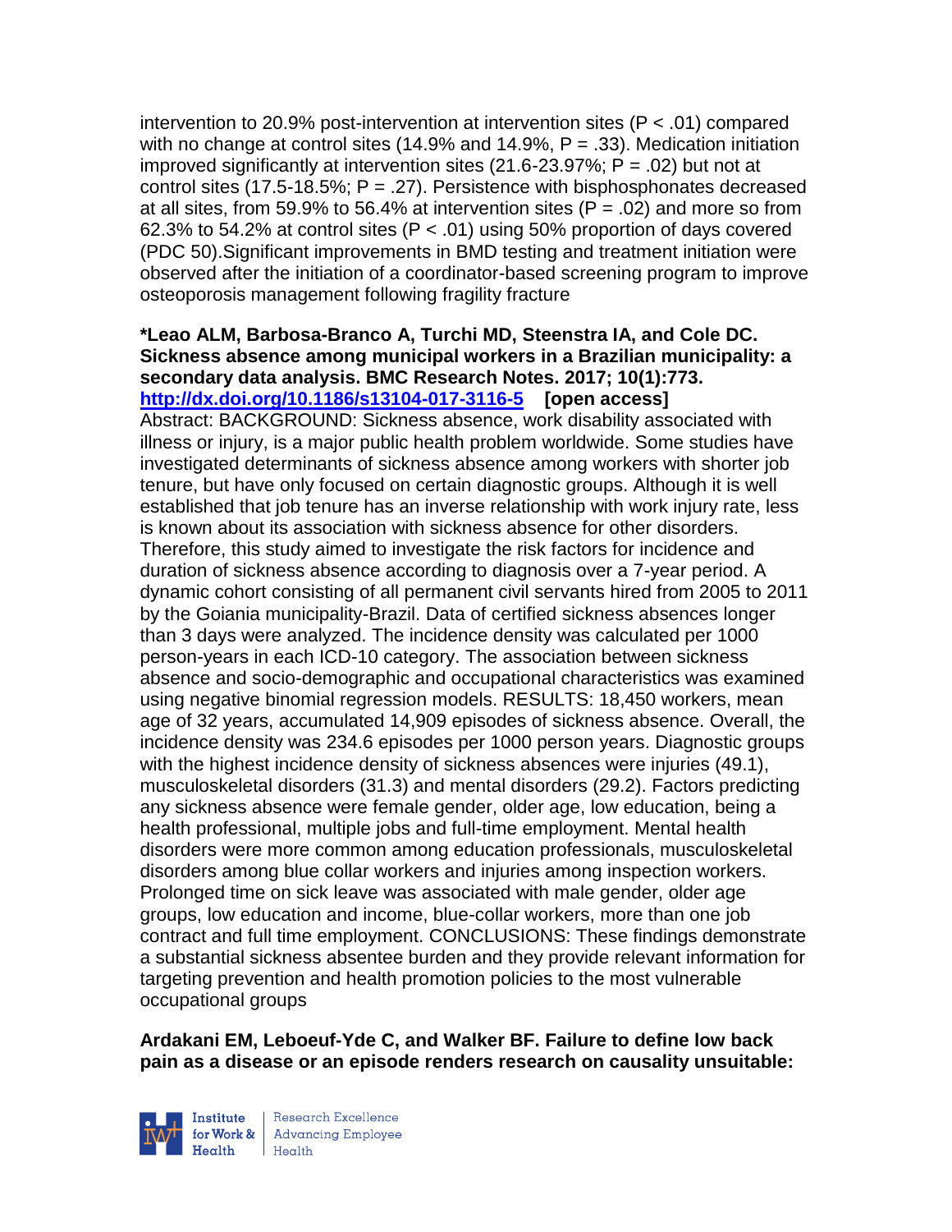intervention to 20.9% post-intervention at intervention sites ($P < .01$) compared with no change at control sites (14.9% and 14.9%, $P = .33$). Medication initiation improved significantly at intervention sites (21.6-23.97%; $P = .02$) but not at control sites (17.5-18.5%; $P = .27$). Persistence with bisphosphonates decreased at all sites, from 59.9% to 56.4% at intervention sites ($P = .02$) and more so from 62.3% to 54.2% at control sites ($P < .01$) using 50% proportion of days covered (PDC 50).Significant improvements in BMD testing and treatment initiation were observed after the initiation of a coordinator-based screening program to improve osteoporosis management following fragility fracture

**\*Leao ALM, Barbosa-Branco A, Turchi MD, Steenstra IA, and Cole DC. Sickness absence among municipal workers in a Brazilian municipality: a secondary data analysis. BMC Research Notes. 2017; 10(1):773. http://dx.doi.org/10.1186/s13104-017-3116-5 [open access]**

Abstract: BACKGROUND: Sickness absence, work disability associated with illness or injury, is a major public health problem worldwide. Some studies have investigated determinants of sickness absence among workers with shorter job tenure, but have only focused on certain diagnostic groups. Although it is well established that job tenure has an inverse relationship with work injury rate, less is known about its association with sickness absence for other disorders. Therefore, this study aimed to investigate the risk factors for incidence and duration of sickness absence according to diagnosis over a 7-year period. A dynamic cohort consisting of all permanent civil servants hired from 2005 to 2011 by the Goiania municipality-Brazil. Data of certified sickness absences longer than 3 days were analyzed. The incidence density was calculated per 1000 person-years in each ICD-10 category. The association between sickness absence and socio-demographic and occupational characteristics was examined using negative binomial regression models. RESULTS: 18,450 workers, mean age of 32 years, accumulated 14,909 episodes of sickness absence. Overall, the incidence density was 234.6 episodes per 1000 person years. Diagnostic groups with the highest incidence density of sickness absences were injuries (49.1), musculoskeletal disorders (31.3) and mental disorders (29.2). Factors predicting any sickness absence were female gender, older age, low education, being a health professional, multiple jobs and full-time employment. Mental health disorders were more common among education professionals, musculoskeletal disorders among blue collar workers and injuries among inspection workers. Prolonged time on sick leave was associated with male gender, older age groups, low education and income, blue-collar workers, more than one job contract and full time employment. CONCLUSIONS: These findings demonstrate a substantial sickness absentee burden and they provide relevant information for targeting prevention and health promotion policies to the most vulnerable occupational groups

**Ardakani EM, Leboeuf-Yde C, and Walker BF. Failure to define low back pain as a disease or an episode renders research on causality unsuitable:**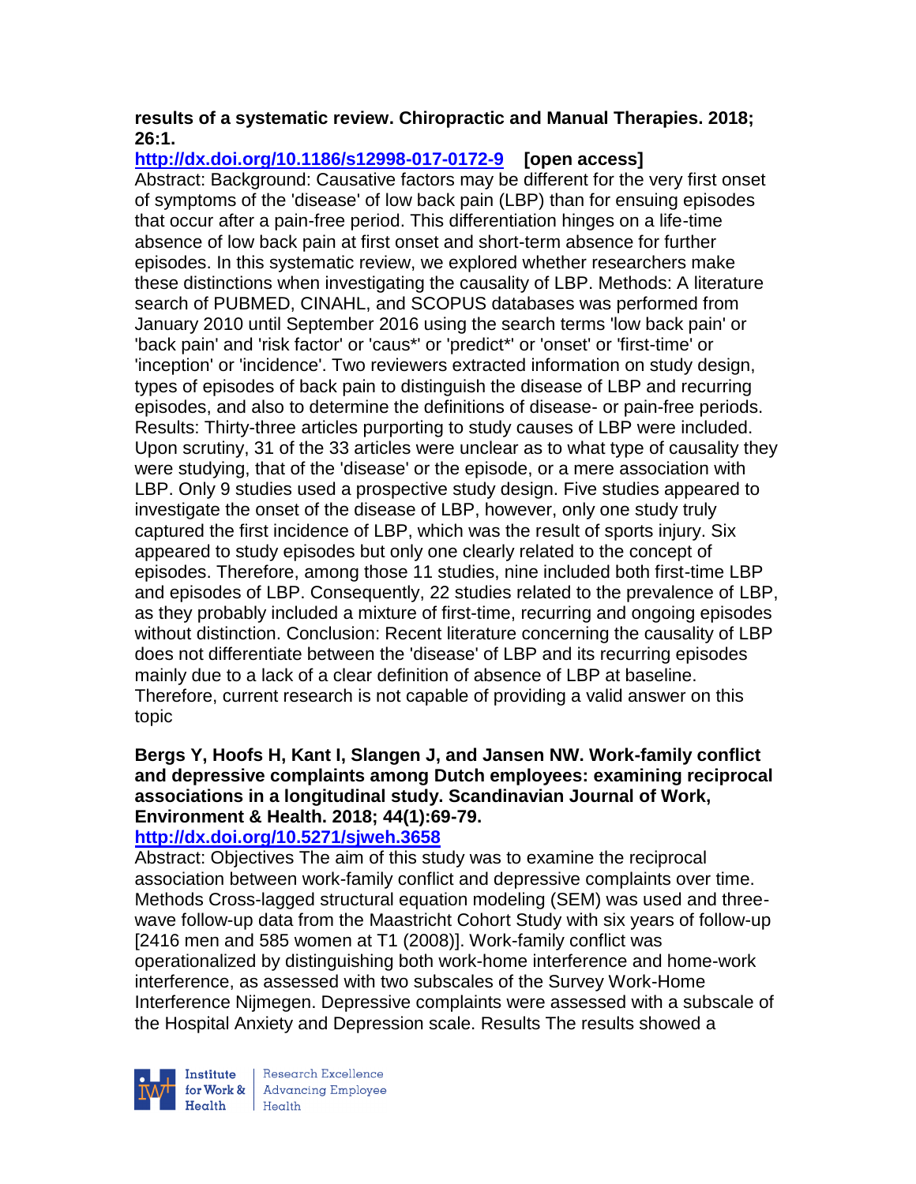**results of a systematic review. Chiropractic and Manual Therapies. 2018; 26:1.**

**http://dx.doi.org/10.1186/s12998-017-0172-9 [open access]**

Abstract: Background: Causative factors may be different for the very first onset of symptoms of the 'disease' of low back pain (LBP) than for ensuing episodes that occur after a pain-free period. This differentiation hinges on a life-time absence of low back pain at first onset and short-term absence for further episodes. In this systematic review, we explored whether researchers make these distinctions when investigating the causality of LBP. Methods: A literature search of PUBMED, CINAHL, and SCOPUS databases was performed from January 2010 until September 2016 using the search terms 'low back pain' or 'back pain' and 'risk factor' or 'caus*' or 'predict*' or 'onset' or 'first-time' or 'inception' or 'incidence'. Two reviewers extracted information on study design, types of episodes of back pain to distinguish the disease of LBP and recurring episodes, and also to determine the definitions of disease- or pain-free periods. Results: Thirty-three articles purporting to study causes of LBP were included. Upon scrutiny, 31 of the 33 articles were unclear as to what type of causality they were studying, that of the 'disease' or the episode, or a mere association with LBP. Only 9 studies used a prospective study design. Five studies appeared to investigate the onset of the disease of LBP, however, only one study truly captured the first incidence of LBP, which was the result of sports injury. Six appeared to study episodes but only one clearly related to the concept of episodes. Therefore, among those 11 studies, nine included both first-time LBP and episodes of LBP. Consequently, 22 studies related to the prevalence of LBP, as they probably included a mixture of first-time, recurring and ongoing episodes without distinction. Conclusion: Recent literature concerning the causality of LBP does not differentiate between the 'disease' of LBP and its recurring episodes mainly due to a lack of a clear definition of absence of LBP at baseline. Therefore, current research is not capable of providing a valid answer on this topic

**Bergs Y, Hoofs H, Kant I, Slangen J, and Jansen NW. Work-family conflict and depressive complaints among Dutch employees: examining reciprocal associations in a longitudinal study. Scandinavian Journal of Work, Environment & Health. 2018; 44(1):69-79.**

**http://dx.doi.org/10.5271/sjweh.3658**

Abstract: Objectives The aim of this study was to examine the reciprocal association between work-family conflict and depressive complaints over time. Methods Cross-lagged structural equation modeling (SEM) was used and three-wave follow-up data from the Maastricht Cohort Study with six years of follow-up [2416 men and 585 women at T1 (2008)]. Work-family conflict was operationalized by distinguishing both work-home interference and home-work interference, as assessed with two subscales of the Survey Work-Home Interference Nijmegen. Depressive complaints were assessed with a subscale of the Hospital Anxiety and Depression scale. Results The results showed a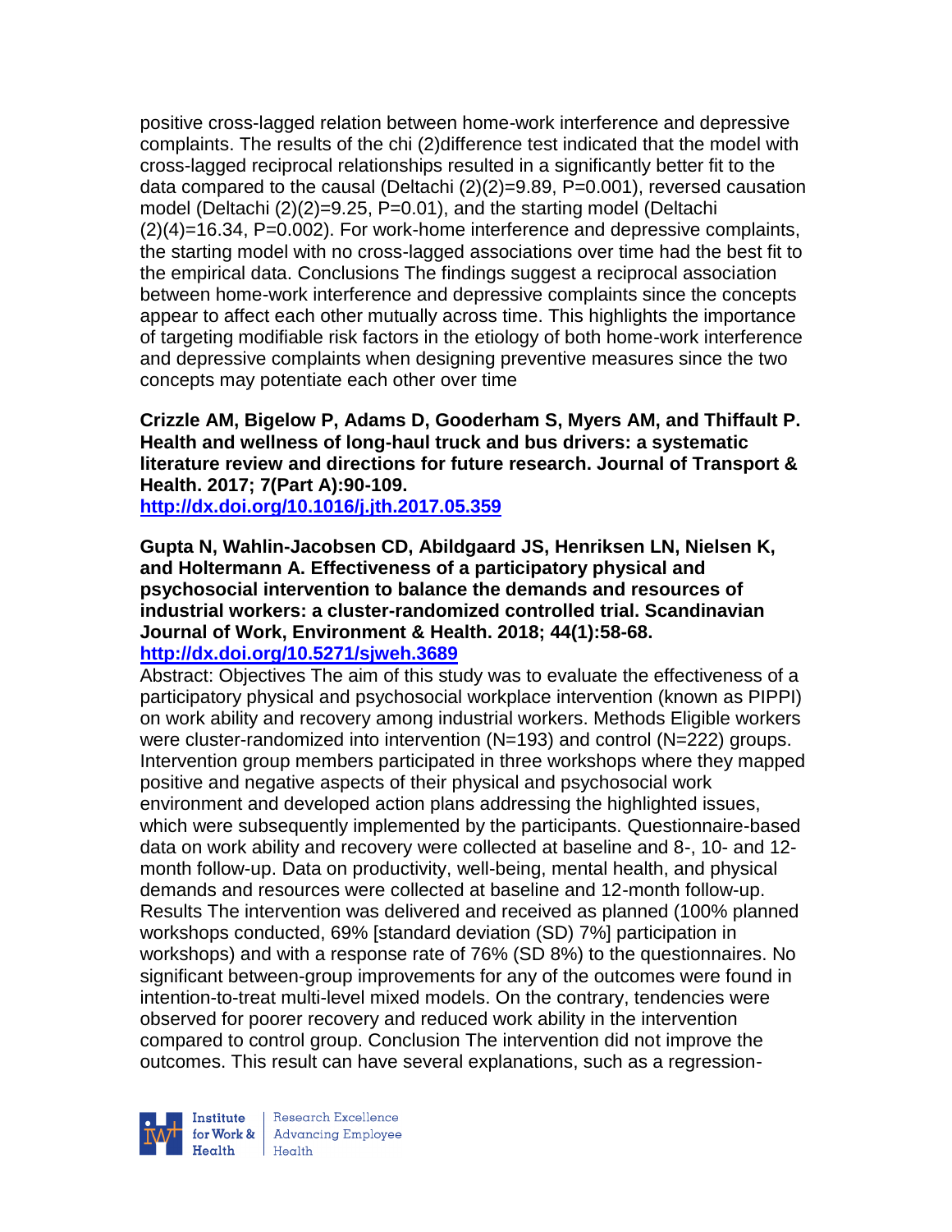positive cross-lagged relation between home-work interference and depressive complaints. The results of the chi (2)difference test indicated that the model with cross-lagged reciprocal relationships resulted in a significantly better fit to the data compared to the causal (Deltachi (2)(2)=9.89, P=0.001), reversed causation model (Deltachi (2)(2)=9.25, P=0.01), and the starting model (Deltachi (2)(4)=16.34, P=0.002). For work-home interference and depressive complaints, the starting model with no cross-lagged associations over time had the best fit to the empirical data. Conclusions The findings suggest a reciprocal association between home-work interference and depressive complaints since the concepts appear to affect each other mutually across time. This highlights the importance of targeting modifiable risk factors in the etiology of both home-work interference and depressive complaints when designing preventive measures since the two concepts may potentiate each other over time

**Crizzle AM, Bigelow P, Adams D, Gooderham S, Myers AM, and Thiffault P. Health and wellness of long-haul truck and bus drivers: a systematic literature review and directions for future research. Journal of Transport & Health. 2017; 7(Part A):90-109.**
**http://dx.doi.org/10.1016/j.jth.2017.05.359**

**Gupta N, Wahlin-Jacobsen CD, Abildgaard JS, Henriksen LN, Nielsen K, and Holtermann A. Effectiveness of a participatory physical and psychosocial intervention to balance the demands and resources of industrial workers: a cluster-randomized controlled trial. Scandinavian Journal of Work, Environment & Health. 2018; 44(1):58-68.**
**http://dx.doi.org/10.5271/sjweh.3689**

Abstract: Objectives The aim of this study was to evaluate the effectiveness of a participatory physical and psychosocial workplace intervention (known as PIPPI) on work ability and recovery among industrial workers. Methods Eligible workers were cluster-randomized into intervention (N=193) and control (N=222) groups. Intervention group members participated in three workshops where they mapped positive and negative aspects of their physical and psychosocial work environment and developed action plans addressing the highlighted issues, which were subsequently implemented by the participants. Questionnaire-based data on work ability and recovery were collected at baseline and 8-, 10- and 12-month follow-up. Data on productivity, well-being, mental health, and physical demands and resources were collected at baseline and 12-month follow-up. Results The intervention was delivered and received as planned (100% planned workshops conducted, 69% [standard deviation (SD) 7%] participation in workshops) and with a response rate of 76% (SD 8%) to the questionnaires. No significant between-group improvements for any of the outcomes were found in intention-to-treat multi-level mixed models. On the contrary, tendencies were observed for poorer recovery and reduced work ability in the intervention compared to control group. Conclusion The intervention did not improve the outcomes. This result can have several explanations, such as a regression-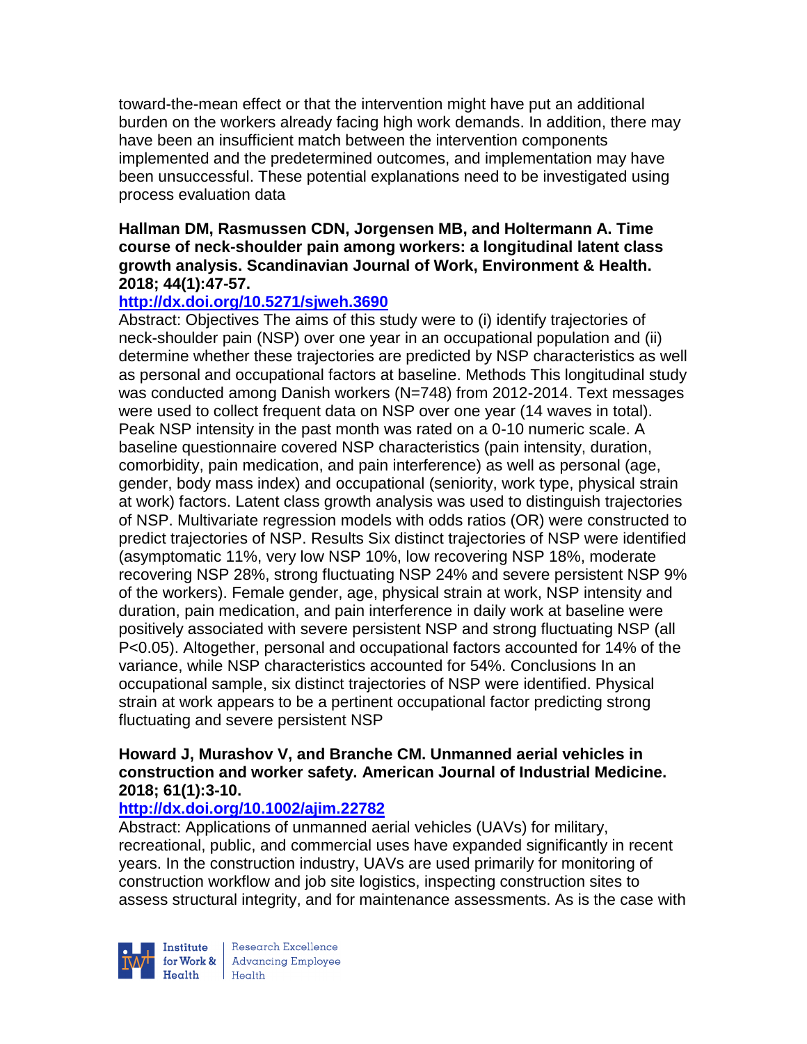toward-the-mean effect or that the intervention might have put an additional burden on the workers already facing high work demands. In addition, there may have been an insufficient match between the intervention components implemented and the predetermined outcomes, and implementation may have been unsuccessful. These potential explanations need to be investigated using process evaluation data

**Hallman DM, Rasmussen CDN, Jorgensen MB, and Holtermann A. Time course of neck-shoulder pain among workers: a longitudinal latent class growth analysis. Scandinavian Journal of Work, Environment & Health. 2018; 44(1):47-57.**

**http://dx.doi.org/10.5271/sjweh.3690**

Abstract: Objectives The aims of this study were to (i) identify trajectories of neck-shoulder pain (NSP) over one year in an occupational population and (ii) determine whether these trajectories are predicted by NSP characteristics as well as personal and occupational factors at baseline. Methods This longitudinal study was conducted among Danish workers (N=748) from 2012-2014. Text messages were used to collect frequent data on NSP over one year (14 waves in total). Peak NSP intensity in the past month was rated on a 0-10 numeric scale. A baseline questionnaire covered NSP characteristics (pain intensity, duration, comorbidity, pain medication, and pain interference) as well as personal (age, gender, body mass index) and occupational (seniority, work type, physical strain at work) factors. Latent class growth analysis was used to distinguish trajectories of NSP. Multivariate regression models with odds ratios (OR) were constructed to predict trajectories of NSP. Results Six distinct trajectories of NSP were identified (asymptomatic 11%, very low NSP 10%, low recovering NSP 18%, moderate recovering NSP 28%, strong fluctuating NSP 24% and severe persistent NSP 9% of the workers). Female gender, age, physical strain at work, NSP intensity and duration, pain medication, and pain interference in daily work at baseline were positively associated with severe persistent NSP and strong fluctuating NSP (all $P<0.05$). Altogether, personal and occupational factors accounted for 14% of the variance, while NSP characteristics accounted for 54%. Conclusions In an occupational sample, six distinct trajectories of NSP were identified. Physical strain at work appears to be a pertinent occupational factor predicting strong fluctuating and severe persistent NSP

**Howard J, Murashov V, and Branche CM. Unmanned aerial vehicles in construction and worker safety. American Journal of Industrial Medicine. 2018; 61(1):3-10.**

**http://dx.doi.org/10.1002/ajim.22782**

Abstract: Applications of unmanned aerial vehicles (UAVs) for military, recreational, public, and commercial uses have expanded significantly in recent years. In the construction industry, UAVs are used primarily for monitoring of construction workflow and job site logistics, inspecting construction sites to assess structural integrity, and for maintenance assessments. As is the case with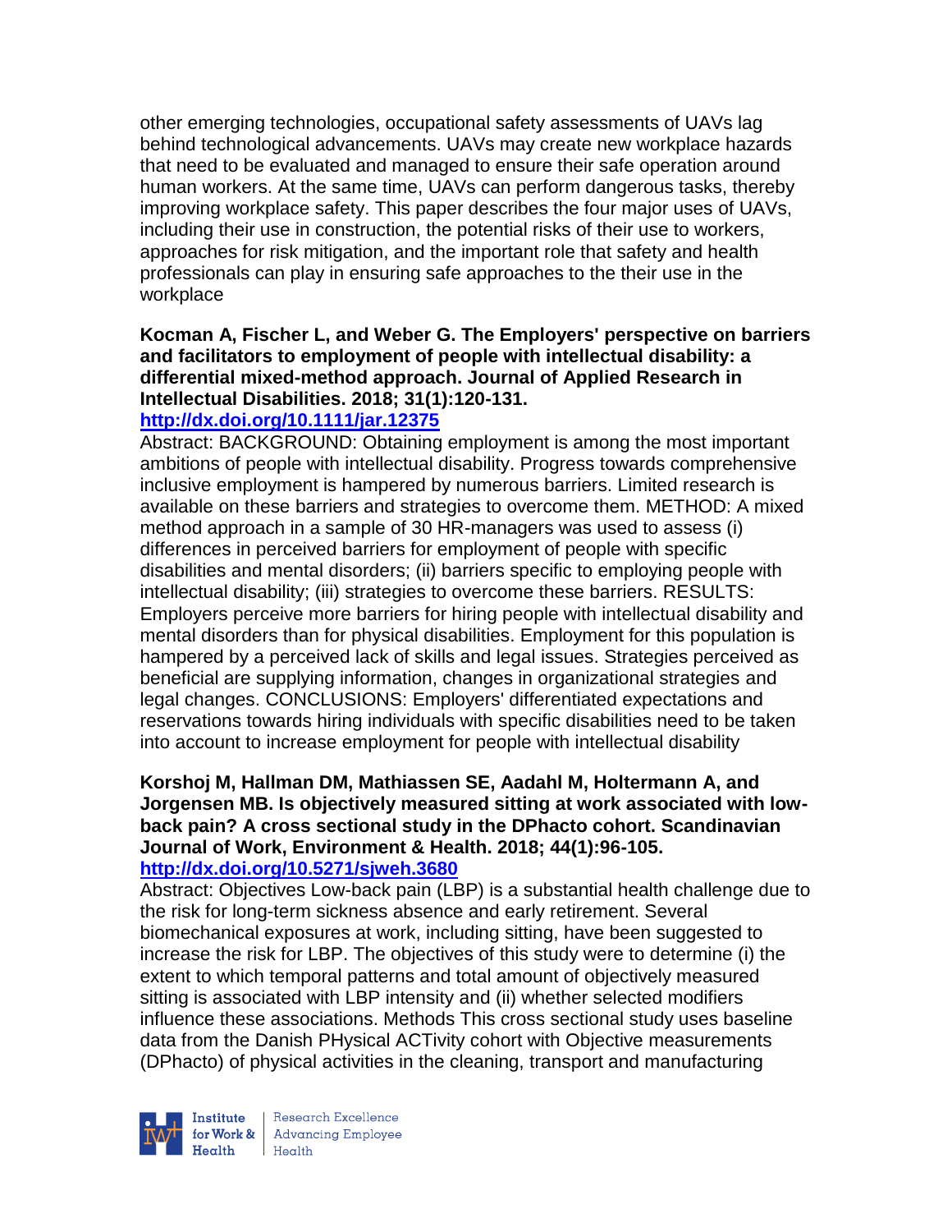other emerging technologies, occupational safety assessments of UAVs lag behind technological advancements. UAVs may create new workplace hazards that need to be evaluated and managed to ensure their safe operation around human workers. At the same time, UAVs can perform dangerous tasks, thereby improving workplace safety. This paper describes the four major uses of UAVs, including their use in construction, the potential risks of their use to workers, approaches for risk mitigation, and the important role that safety and health professionals can play in ensuring safe approaches to the their use in the workplace

**Kocman A, Fischer L, and Weber G. The Employers' perspective on barriers and facilitators to employment of people with intellectual disability: a differential mixed-method approach. Journal of Applied Research in Intellectual Disabilities. 2018; 31(1):120-131.**
**http://dx.doi.org/10.1111/jar.12375**
Abstract: BACKGROUND: Obtaining employment is among the most important ambitions of people with intellectual disability. Progress towards comprehensive inclusive employment is hampered by numerous barriers. Limited research is available on these barriers and strategies to overcome them. METHOD: A mixed method approach in a sample of 30 HR-managers was used to assess (i) differences in perceived barriers for employment of people with specific disabilities and mental disorders; (ii) barriers specific to employing people with intellectual disability; (iii) strategies to overcome these barriers. RESULTS: Employers perceive more barriers for hiring people with intellectual disability and mental disorders than for physical disabilities. Employment for this population is hampered by a perceived lack of skills and legal issues. Strategies perceived as beneficial are supplying information, changes in organizational strategies and legal changes. CONCLUSIONS: Employers' differentiated expectations and reservations towards hiring individuals with specific disabilities need to be taken into account to increase employment for people with intellectual disability

**Korshoj M, Hallman DM, Mathiassen SE, Aadahl M, Holtermann A, and Jorgensen MB. Is objectively measured sitting at work associated with low-back pain? A cross sectional study in the DPhacto cohort. Scandinavian Journal of Work, Environment & Health. 2018; 44(1):96-105.**
**http://dx.doi.org/10.5271/sjweh.3680**
Abstract: Objectives Low-back pain (LBP) is a substantial health challenge due to the risk for long-term sickness absence and early retirement. Several biomechanical exposures at work, including sitting, have been suggested to increase the risk for LBP. The objectives of this study were to determine (i) the extent to which temporal patterns and total amount of objectively measured sitting is associated with LBP intensity and (ii) whether selected modifiers influence these associations. Methods This cross sectional study uses baseline data from the Danish PHysical ACTivity cohort with Objective measurements (DPhacto) of physical activities in the cleaning, transport and manufacturing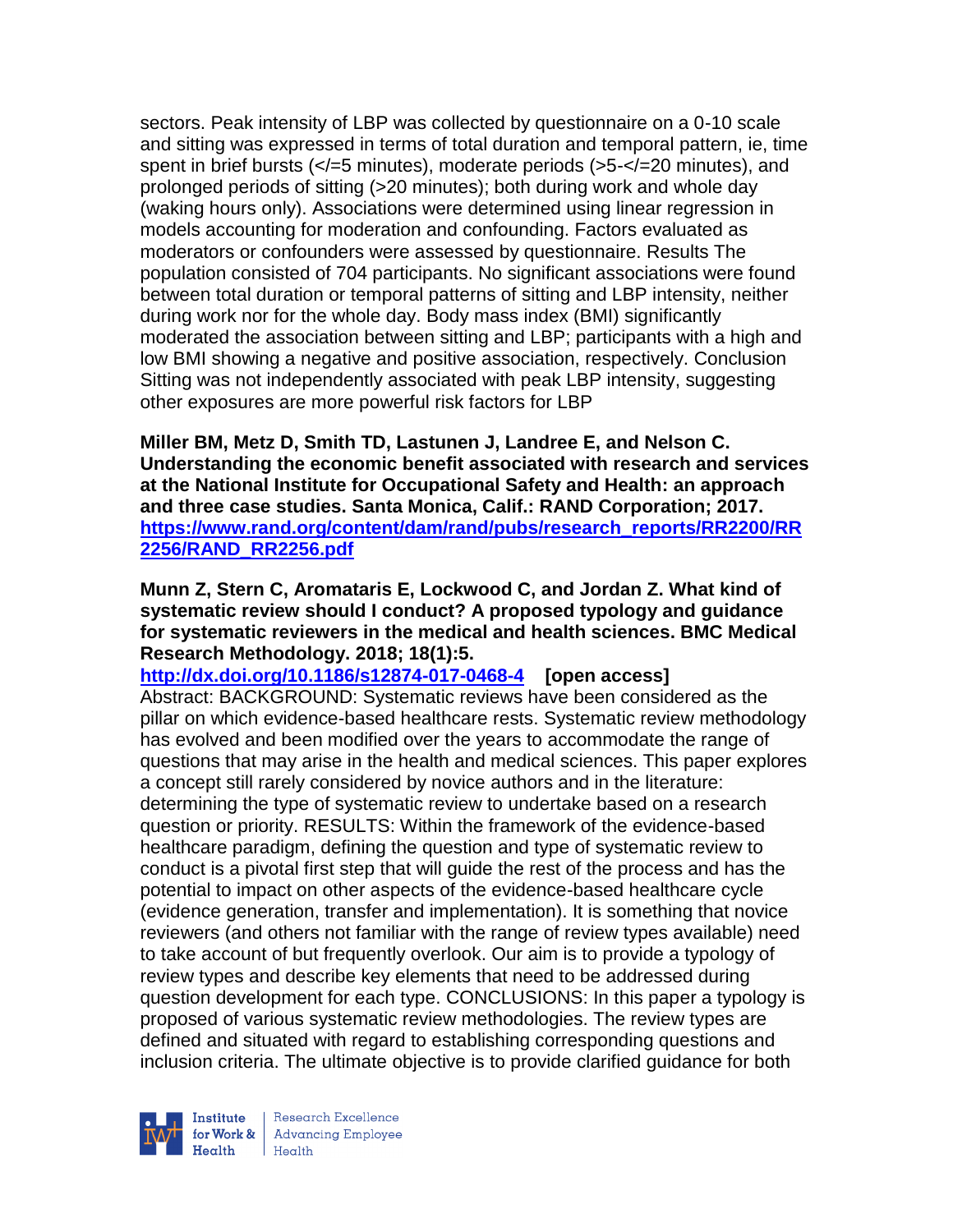sectors. Peak intensity of LBP was collected by questionnaire on a 0-10 scale and sitting was expressed in terms of total duration and temporal pattern, ie, time spent in brief bursts (</=5 minutes), moderate periods (>5-</=20 minutes), and prolonged periods of sitting (>20 minutes); both during work and whole day (waking hours only). Associations were determined using linear regression in models accounting for moderation and confounding. Factors evaluated as moderators or confounders were assessed by questionnaire. Results The population consisted of 704 participants. No significant associations were found between total duration or temporal patterns of sitting and LBP intensity, neither during work nor for the whole day. Body mass index (BMI) significantly moderated the association between sitting and LBP; participants with a high and low BMI showing a negative and positive association, respectively. Conclusion Sitting was not independently associated with peak LBP intensity, suggesting other exposures are more powerful risk factors for LBP

**Miller BM, Metz D, Smith TD, Lastunen J, Landree E, and Nelson C. Understanding the economic benefit associated with research and services at the National Institute for Occupational Safety and Health: an approach and three case studies. Santa Monica, Calif.: RAND Corporation; 2017.**
**[https://www.rand.org/content/dam/rand/pubs/research_reports/RR2200/RR2256/RAND_RR2256.pdf](https://www.rand.org/content/dam/rand/pubs/research_reports/RR2200/RR2256/RAND_RR2256.pdf)**

**Munn Z, Stern C, Aromataris E, Lockwood C, and Jordan Z. What kind of systematic review should I conduct? A proposed typology and guidance for systematic reviewers in the medical and health sciences. BMC Medical Research Methodology. 2018; 18(1):5.**
**[http://dx.doi.org/10.1186/s12874-017-0468-4](http://dx.doi.org/10.1186/s12874-017-0468-4) [open access]**
Abstract: BACKGROUND: Systematic reviews have been considered as the pillar on which evidence-based healthcare rests. Systematic review methodology has evolved and been modified over the years to accommodate the range of questions that may arise in the health and medical sciences. This paper explores a concept still rarely considered by novice authors and in the literature: determining the type of systematic review to undertake based on a research question or priority. RESULTS: Within the framework of the evidence-based healthcare paradigm, defining the question and type of systematic review to conduct is a pivotal first step that will guide the rest of the process and has the potential to impact on other aspects of the evidence-based healthcare cycle (evidence generation, transfer and implementation). It is something that novice reviewers (and others not familiar with the range of review types available) need to take account of but frequently overlook. Our aim is to provide a typology of review types and describe key elements that need to be addressed during question development for each type. CONCLUSIONS: In this paper a typology is proposed of various systematic review methodologies. The review types are defined and situated with regard to establishing corresponding questions and inclusion criteria. The ultimate objective is to provide clarified guidance for both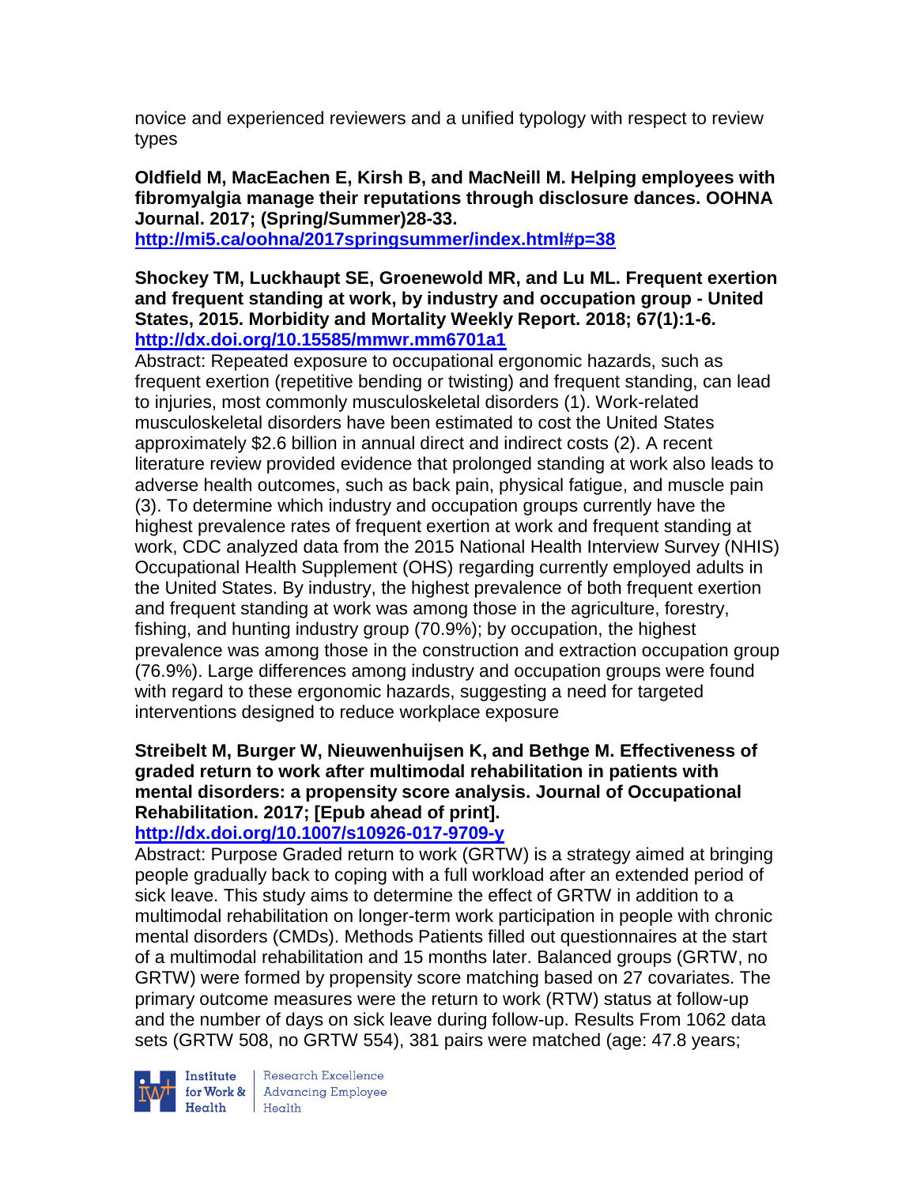novice and experienced reviewers and a unified typology with respect to review types

**Oldfield M, MacEachen E, Kirsh B, and MacNeill M. Helping employees with fibromyalgia manage their reputations through disclosure dances. OOHNA Journal. 2017; (Spring/Summer)28-33.**
**http://mi5.ca/oohna/2017springsummer/index.html#p=38**

**Shockey TM, Luckhaupt SE, Groenewold MR, and Lu ML. Frequent exertion and frequent standing at work, by industry and occupation group - United States, 2015. Morbidity and Mortality Weekly Report. 2018; 67(1):1-6.**
**http://dx.doi.org/10.15585/mmwr.mm6701a1**

Abstract: Repeated exposure to occupational ergonomic hazards, such as frequent exertion (repetitive bending or twisting) and frequent standing, can lead to injuries, most commonly musculoskeletal disorders (1). Work-related musculoskeletal disorders have been estimated to cost the United States approximately $2.6 billion in annual direct and indirect costs (2). A recent literature review provided evidence that prolonged standing at work also leads to adverse health outcomes, such as back pain, physical fatigue, and muscle pain (3). To determine which industry and occupation groups currently have the highest prevalence rates of frequent exertion at work and frequent standing at work, CDC analyzed data from the 2015 National Health Interview Survey (NHIS) Occupational Health Supplement (OHS) regarding currently employed adults in the United States. By industry, the highest prevalence of both frequent exertion and frequent standing at work was among those in the agriculture, forestry, fishing, and hunting industry group (70.9%); by occupation, the highest prevalence was among those in the construction and extraction occupation group (76.9%). Large differences among industry and occupation groups were found with regard to these ergonomic hazards, suggesting a need for targeted interventions designed to reduce workplace exposure

**Streibelt M, Burger W, Nieuwenhuijsen K, and Bethge M. Effectiveness of graded return to work after multimodal rehabilitation in patients with mental disorders: a propensity score analysis. Journal of Occupational Rehabilitation. 2017; [Epub ahead of print].**
**http://dx.doi.org/10.1007/s10926-017-9709-y**

Abstract: Purpose Graded return to work (GRTW) is a strategy aimed at bringing people gradually back to coping with a full workload after an extended period of sick leave. This study aims to determine the effect of GRTW in addition to a multimodal rehabilitation on longer-term work participation in people with chronic mental disorders (CMDs). Methods Patients filled out questionnaires at the start of a multimodal rehabilitation and 15 months later. Balanced groups (GRTW, no GRTW) were formed by propensity score matching based on 27 covariates. The primary outcome measures were the return to work (RTW) status at follow-up and the number of days on sick leave during follow-up. Results From 1062 data sets (GRTW 508, no GRTW 554), 381 pairs were matched (age: 47.8 years;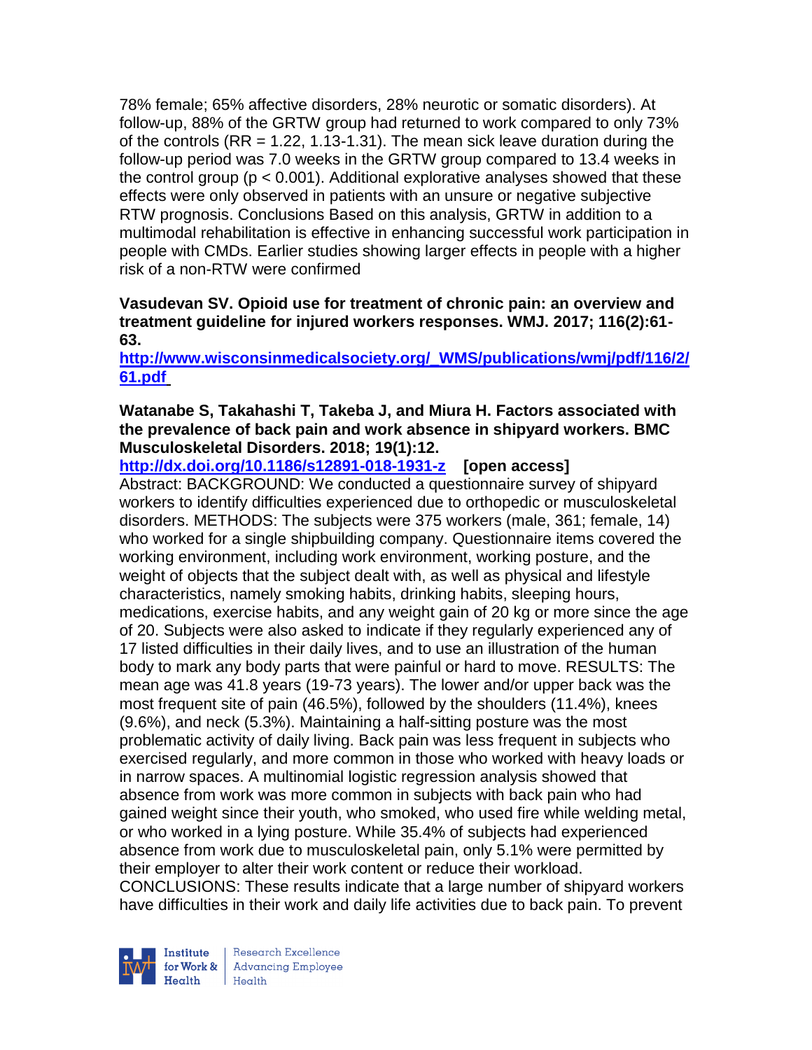78% female; 65% affective disorders, 28% neurotic or somatic disorders). At follow-up, 88% of the GRTW group had returned to work compared to only 73% of the controls (RR = 1.22, 1.13-1.31). The mean sick leave duration during the follow-up period was 7.0 weeks in the GRTW group compared to 13.4 weeks in the control group ($p < 0.001$). Additional explorative analyses showed that these effects were only observed in patients with an unsure or negative subjective RTW prognosis. Conclusions Based on this analysis, GRTW in addition to a multimodal rehabilitation is effective in enhancing successful work participation in people with CMDs. Earlier studies showing larger effects in people with a higher risk of a non-RTW were confirmed

**Vasudevan SV. Opioid use for treatment of chronic pain: an overview and treatment guideline for injured workers responses. WMJ. 2017; 116(2):61-63.**
[http://www.wisconsinmedicalsociety.org/_WMS/publications/wmj/pdf/116/2/61.pdf](http://www.wisconsinmedicalsociety.org/_WMS/publications/wmj/pdf/116/2/61.pdf)

**Watanabe S, Takahashi T, Takeba J, and Miura H. Factors associated with the prevalence of back pain and work absence in shipyard workers. BMC Musculoskeletal Disorders. 2018; 19(1):12.**
[http://dx.doi.org/10.1186/s12891-018-1931-z](http://dx.doi.org/10.1186/s12891-018-1931-z) **[open access]**
Abstract: BACKGROUND: We conducted a questionnaire survey of shipyard workers to identify difficulties experienced due to orthopedic or musculoskeletal disorders. METHODS: The subjects were 375 workers (male, 361; female, 14) who worked for a single shipbuilding company. Questionnaire items covered the working environment, including work environment, working posture, and the weight of objects that the subject dealt with, as well as physical and lifestyle characteristics, namely smoking habits, drinking habits, sleeping hours, medications, exercise habits, and any weight gain of 20 kg or more since the age of 20. Subjects were also asked to indicate if they regularly experienced any of 17 listed difficulties in their daily lives, and to use an illustration of the human body to mark any body parts that were painful or hard to move. RESULTS: The mean age was 41.8 years (19-73 years). The lower and/or upper back was the most frequent site of pain (46.5%), followed by the shoulders (11.4%), knees (9.6%), and neck (5.3%). Maintaining a half-sitting posture was the most problematic activity of daily living. Back pain was less frequent in subjects who exercised regularly, and more common in those who worked with heavy loads or in narrow spaces. A multinomial logistic regression analysis showed that absence from work was more common in subjects with back pain who had gained weight since their youth, who smoked, who used fire while welding metal, or who worked in a lying posture. While 35.4% of subjects had experienced absence from work due to musculoskeletal pain, only 5.1% were permitted by their employer to alter their work content or reduce their workload. CONCLUSIONS: These results indicate that a large number of shipyard workers have difficulties in their work and daily life activities due to back pain. To prevent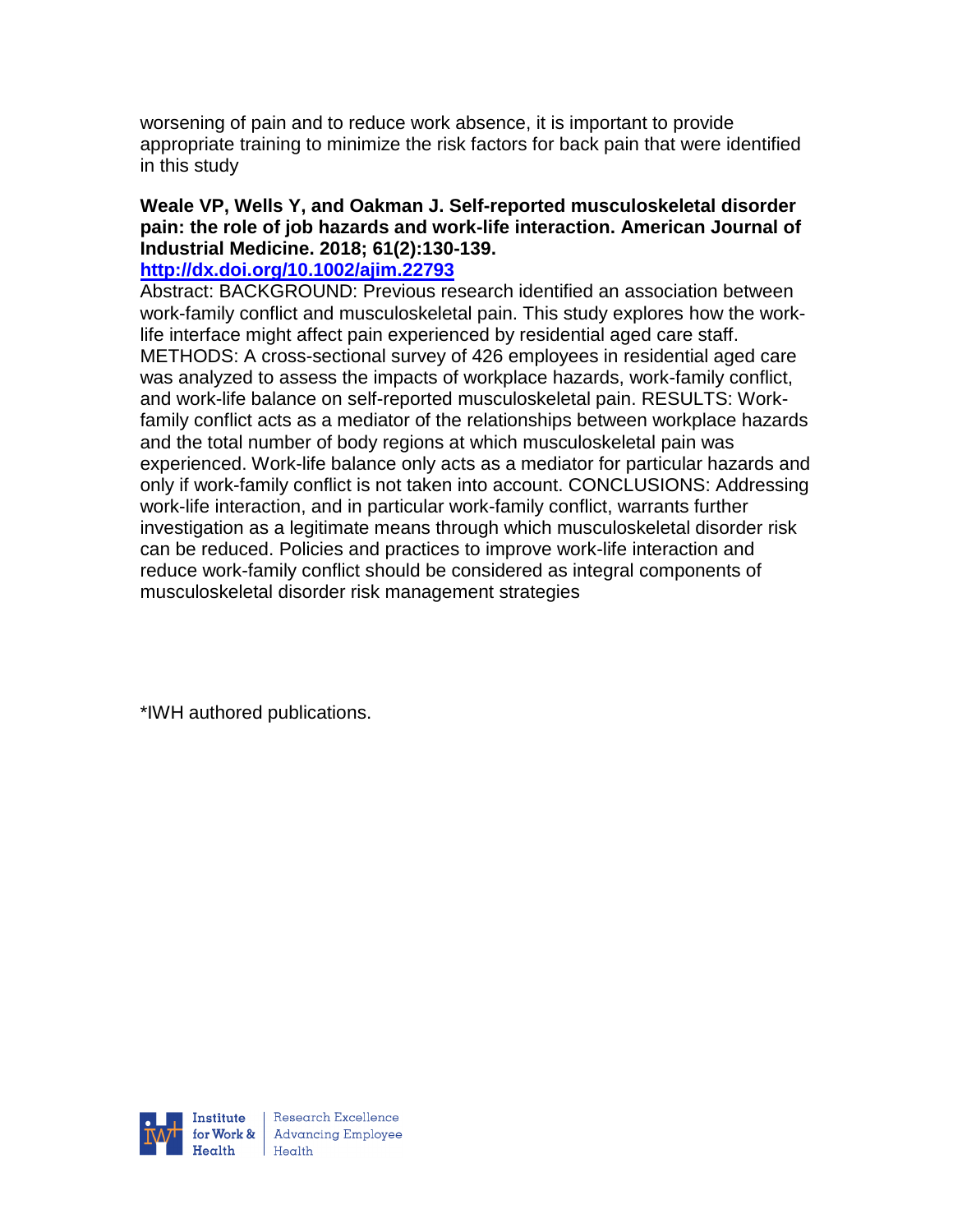worsening of pain and to reduce work absence, it is important to provide appropriate training to minimize the risk factors for back pain that were identified in this study

**Weale VP, Wells Y, and Oakman J. Self-reported musculoskeletal disorder pain: the role of job hazards and work-life interaction. American Journal of Industrial Medicine. 2018; 61(2):130-139.**
**http://dx.doi.org/10.1002/ajim.22793**
Abstract: BACKGROUND: Previous research identified an association between work-family conflict and musculoskeletal pain. This study explores how the work-life interface might affect pain experienced by residential aged care staff. METHODS: A cross-sectional survey of 426 employees in residential aged care was analyzed to assess the impacts of workplace hazards, work-family conflict, and work-life balance on self-reported musculoskeletal pain. RESULTS: Work-family conflict acts as a mediator of the relationships between workplace hazards and the total number of body regions at which musculoskeletal pain was experienced. Work-life balance only acts as a mediator for particular hazards and only if work-family conflict is not taken into account. CONCLUSIONS: Addressing work-life interaction, and in particular work-family conflict, warrants further investigation as a legitimate means through which musculoskeletal disorder risk can be reduced. Policies and practices to improve work-life interaction and reduce work-family conflict should be considered as integral components of musculoskeletal disorder risk management strategies

*IWH authored publications.